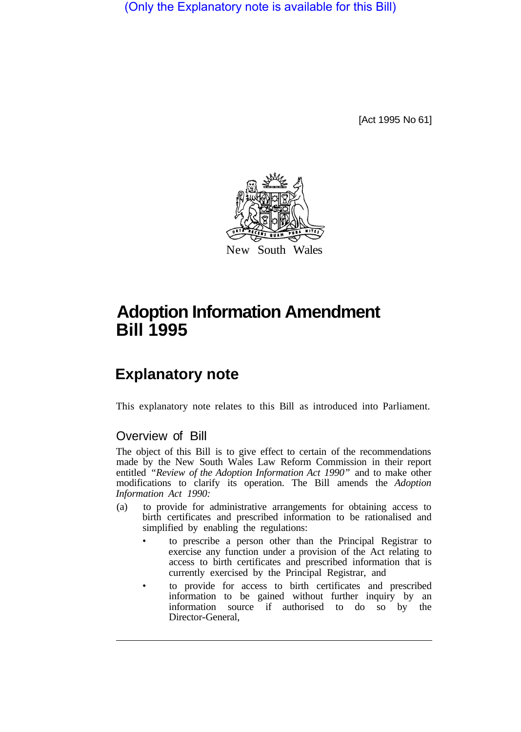(Only the Explanatory note is available for this Bill)

[Act 1995 No 61]

New South Wales

# Adoption Information Amendment Bill 1995

## Explanatory note

This explanatory note relates to this Bill as introduced into Parliament.

### Overview of Bill

The object of this Bill is to give effect to certain of the recommendations made by the New South Wales Law Reform Commission in their report entitled *"Review of the Adoption Information Act 1990"* and to make other modifications to clarify its operation. The Bill amends the *Adoption Information Act 1990:*

(a) to provide for administrative arrangements for obtaining access to birth certificates and prescribed information to be rationalised and simplified by enabling the regulations:

- to prescribe a person other than the Principal Registrar to exercise any function under a provision of the Act relating to access to birth certificates and prescribed information that is currently exercised by the Principal Registrar, and
- to provide for access to birth certificates and prescribed information to be gained without further inquiry by an information source if authorised to do so by the Director-General,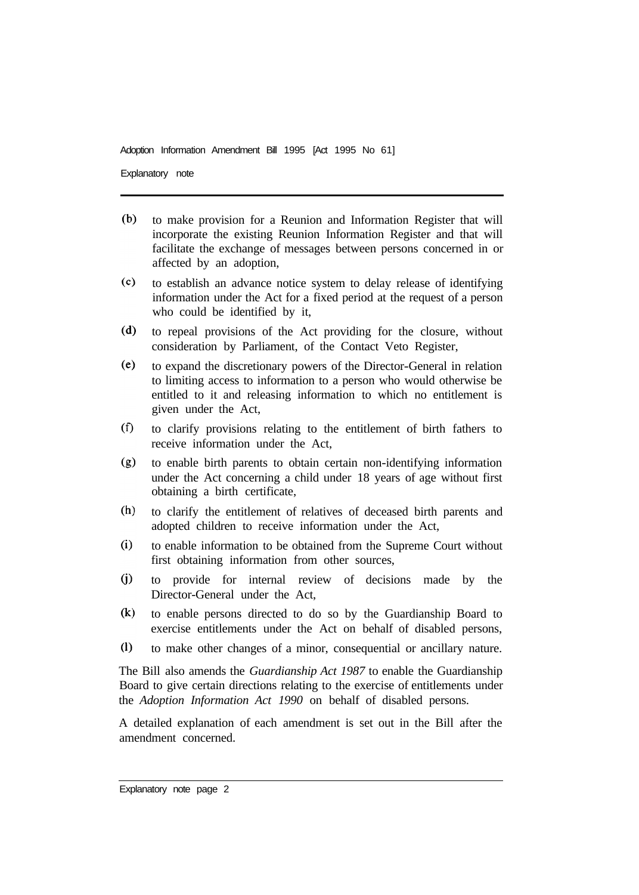(b) to make provision for a Reunion and Information Register that will incorporate the existing Reunion Information Register and that will facilitate the exchange of messages between persons concerned in or affected by an adoption,

(c) to establish an advance notice system to delay release of identifying information under the Act for a fixed period at the request of a person who could be identified by it,

(d) to repeal provisions of the Act providing for the closure, without consideration by Parliament, of the Contact Veto Register,

(e) to expand the discretionary powers of the Director-General in relation to limiting access to information to a person who would otherwise be entitled to it and releasing information to which no entitlement is given under the Act,

(f) to clarify provisions relating to the entitlement of birth fathers to receive information under the Act,

(g) to enable birth parents to obtain certain non-identifying information under the Act concerning a child under 18 years of age without first obtaining a birth certificate,

(h) to clarify the entitlement of relatives of deceased birth parents and adopted children to receive information under the Act,

(i) to enable information to be obtained from the Supreme Court without first obtaining information from other sources,

(j) to provide for internal review of decisions made by the Director-General under the Act,

(k) to enable persons directed to do so by the Guardianship Board to exercise entitlements under the Act on behalf of disabled persons,

(l) to make other changes of a minor, consequential or ancillary nature.

The Bill also amends the *Guardianship Act 1987* to enable the Guardianship Board to give certain directions relating to the exercise of entitlements under the *Adoption Information Act 1990* on behalf of disabled persons.

A detailed explanation of each amendment is set out in the Bill after the amendment concerned.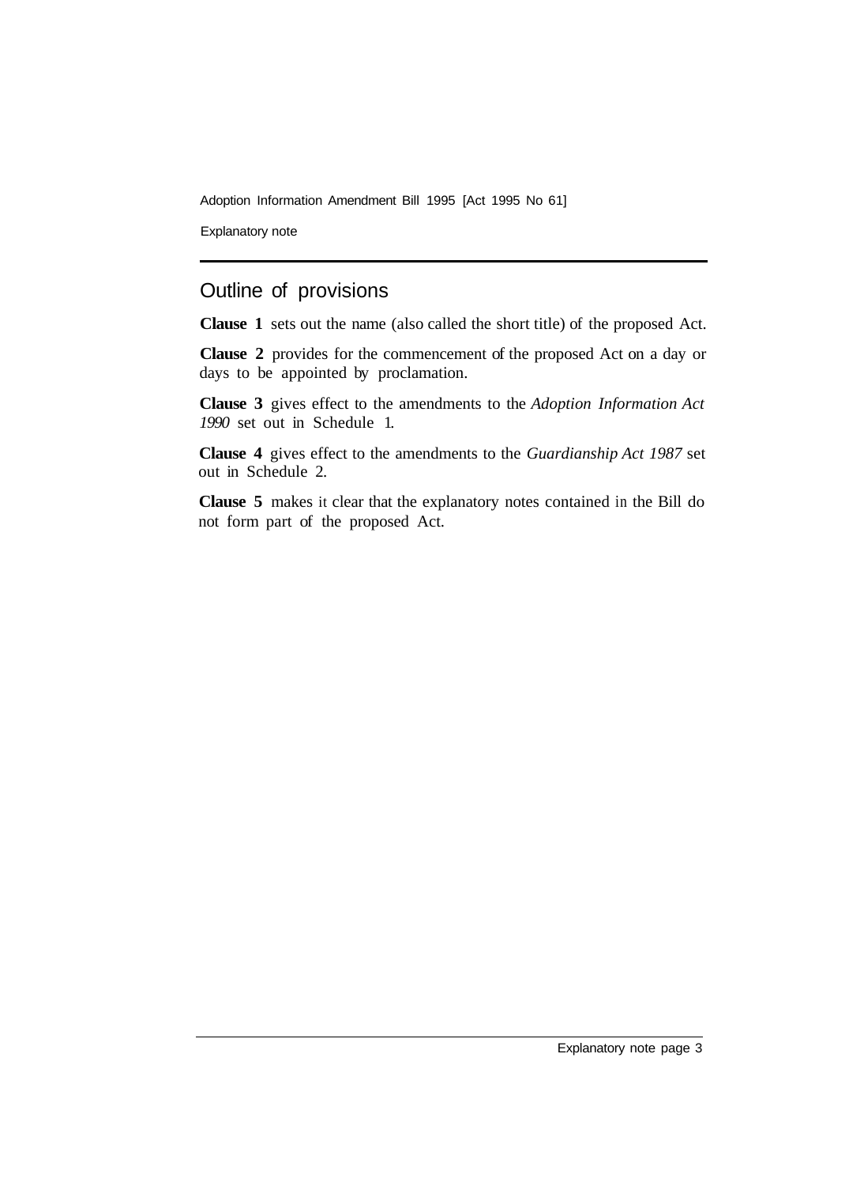## Outline of provisions

**Clause 1** sets out the name (also called the short title) of the proposed Act.

**Clause 2** provides for the commencement of the proposed Act on a day or days to be appointed by proclamation.

**Clause 3** gives effect to the amendments to the *Adoption Information Act 1990* set out in Schedule 1.

**Clause 4** gives effect to the amendments to the *Guardianship Act 1987* set out in Schedule 2.

**Clause 5** makes it clear that the explanatory notes contained in the Bill do not form part of the proposed Act.